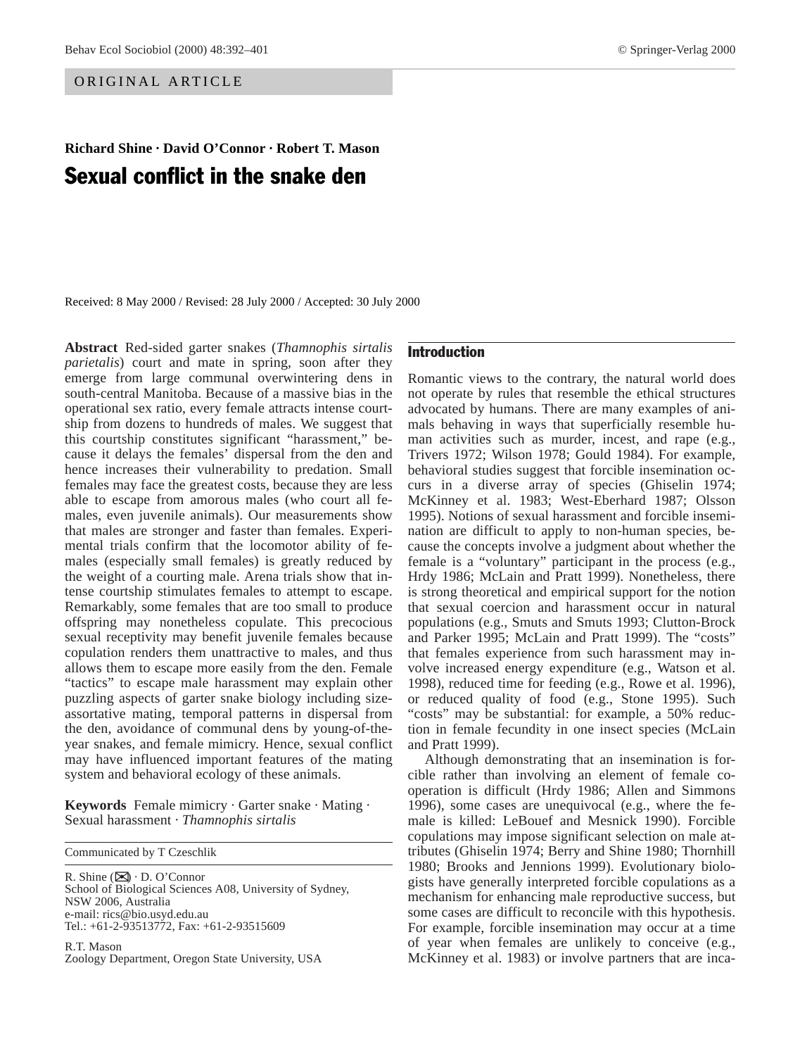ORIGINAL ARTICLE

**Richard Shine · David O'Connor · Robert T. Mason**

# Sexual conflict in the snake den

Received: 8 May 2000 / Revised: 28 July 2000 / Accepted: 30 July 2000

**Abstract** Red-sided garter snakes (*Thamnophis sirtalis parietalis*) court and mate in spring, soon after they emerge from large communal overwintering dens in south-central Manitoba. Because of a massive bias in the operational sex ratio, every female attracts intense courtship from dozens to hundreds of males. We suggest that this courtship constitutes significant "harassment," because it delays the females' dispersal from the den and hence increases their vulnerability to predation. Small females may face the greatest costs, because they are less able to escape from amorous males (who court all females, even juvenile animals). Our measurements show that males are stronger and faster than females. Experimental trials confirm that the locomotor ability of females (especially small females) is greatly reduced by the weight of a courting male. Arena trials show that intense courtship stimulates females to attempt to escape. Remarkably, some females that are too small to produce offspring may nonetheless copulate. This precocious sexual receptivity may benefit juvenile females because copulation renders them unattractive to males, and thus allows them to escape more easily from the den. Female "tactics" to escape male harassment may explain other puzzling aspects of garter snake biology including size-assortative mating, temporal patterns in dispersal from the den, avoidance of communal dens by young-of-the-year snakes, and female mimicry. Hence, sexual conflict may have influenced important features of the mating system and behavioral ecology of these animals.

**Keywords** Female mimicry · Garter snake · Mating · Sexual harassment · *Thamnophis sirtalis*

Communicated by T Czeschlik

R. Shine (✉) · D. O'Connor
School of Biological Sciences A08, University of Sydney, NSW 2006, Australia
e-mail: rics@bio.usyd.edu.au
Tel.: +61-2-93513772, Fax: +61-2-93515609

R.T. Mason
Zoology Department, Oregon State University, USA

## Introduction

Romantic views to the contrary, the natural world does not operate by rules that resemble the ethical structures advocated by humans. There are many examples of animals behaving in ways that superficially resemble human activities such as murder, incest, and rape (e.g., Trivers 1972; Wilson 1978; Gould 1984). For example, behavioral studies suggest that forcible insemination occurs in a diverse array of species (Ghiselin 1974; McKinney et al. 1983; West-Eberhard 1987; Olsson 1995). Notions of sexual harassment and forcible insemination are difficult to apply to non-human species, because the concepts involve a judgment about whether the female is a "voluntary" participant in the process (e.g., Hrdy 1986; McLain and Pratt 1999). Nonetheless, there is strong theoretical and empirical support for the notion that sexual coercion and harassment occur in natural populations (e.g., Smuts and Smuts 1993; Clutton-Brock and Parker 1995; McLain and Pratt 1999). The "costs" that females experience from such harassment may involve increased energy expenditure (e.g., Watson et al. 1998), reduced time for feeding (e.g., Rowe et al. 1996), or reduced quality of food (e.g., Stone 1995). Such "costs" may be substantial: for example, a 50% reduction in female fecundity in one insect species (McLain and Pratt 1999).

Although demonstrating that an insemination is forcible rather than involving an element of female cooperation is difficult (Hrdy 1986; Allen and Simmons 1996), some cases are unequivocal (e.g., where the female is killed: LeBouef and Mesnick 1990). Forcible copulations may impose significant selection on male attributes (Ghiselin 1974; Berry and Shine 1980; Thornhill 1980; Brooks and Jennions 1999). Evolutionary biologists have generally interpreted forcible copulations as a mechanism for enhancing male reproductive success, but some cases are difficult to reconcile with this hypothesis. For example, forcible insemination may occur at a time of year when females are unlikely to conceive (e.g., McKinney et al. 1983) or involve partners that are inca-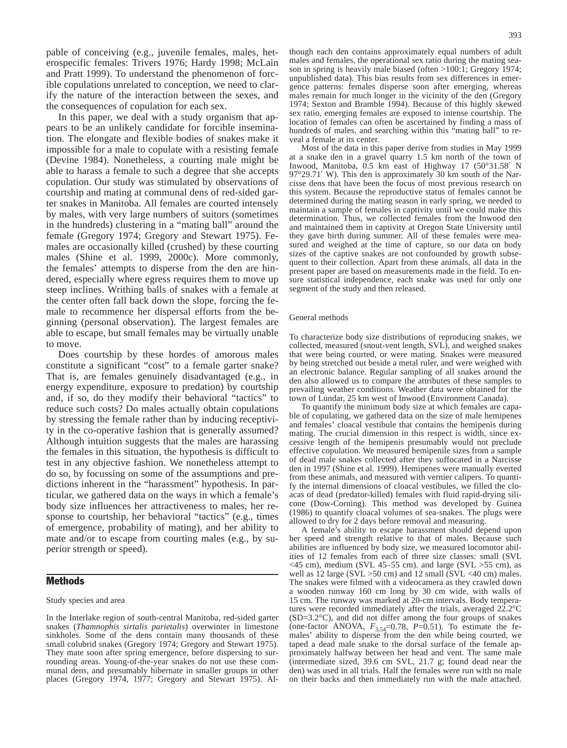pable of conceiving (e.g., juvenile females, males, heterospecific females: Trivers 1976; Hardy 1998; McLain and Pratt 1999). To understand the phenomenon of forcible copulations unrelated to conception, we need to clarify the nature of the interaction between the sexes, and the consequences of copulation for each sex.

In this paper, we deal with a study organism that appears to be an unlikely candidate for forcible insemination. The elongate and flexible bodies of snakes make it impossible for a male to copulate with a resisting female (Devine 1984). Nonetheless, a courting male might be able to harass a female to such a degree that she accepts copulation. Our study was stimulated by observations of courtship and mating at communal dens of red-sided garter snakes in Manitoba. All females are courted intensely by males, with very large numbers of suitors (sometimes in the hundreds) clustering in a "mating ball" around the female (Gregory 1974; Gregory and Stewart 1975). Females are occasionally killed (crushed) by these courting males (Shine et al. 1999, 2000c). More commonly, the females' attempts to disperse from the den are hindered, especially where egress requires them to move up steep inclines. Writhing balls of snakes with a female at the center often fall back down the slope, forcing the female to recommence her dispersal efforts from the beginning (personal observation). The largest females are able to escape, but small females may be virtually unable to move.

Does courtship by these hordes of amorous males constitute a significant "cost" to a female garter snake? That is, are females genuinely disadvantaged (e.g., in energy expenditure, exposure to predation) by courtship and, if so, do they modify their behavioral "tactics" to reduce such costs? Do males actually obtain copulations by stressing the female rather than by inducing receptivity in the co-operative fashion that is generally assumed? Although intuition suggests that the males are harassing the females in this situation, the hypothesis is difficult to test in any objective fashion. We nonetheless attempt to do so, by focussing on some of the assumptions and predictions inherent in the "harassment" hypothesis. In particular, we gathered data on the ways in which a female's body size influences her attractiveness to males, her response to courtship, her behavioral "tactics" (e.g., times of emergence, probability of mating), and her ability to mate and/or to escape from courting males (e.g., by superior strength or speed).

## Methods

### Study species and area

In the Interlake region of south-central Manitoba, red-sided garter snakes (*Thamnophis sirtalis parietalis*) overwinter in limestone sinkholes. Some of the dens contain many thousands of these small colubrid snakes (Gregory 1974; Gregory and Stewart 1975). They mate soon after spring emergence, before dispersing to surrounding areas. Young-of-the-year snakes do not use these communal dens, and presumably hibernate in smaller groups in other places (Gregory 1974, 1977; Gregory and Stewart 1975). Although each den contains approximately equal numbers of adult males and females, the operational sex ratio during the mating season in spring is heavily male biased (often >100:1; Gregory 1974; unpublished data). This bias results from sex differences in emergence patterns: females disperse soon after emerging, whereas males remain for much longer in the vicinity of the den (Gregory 1974; Sexton and Bramble 1994). Because of this highly skewed sex ratio, emerging females are exposed to intense courtship. The location of females can often be ascertained by finding a mass of hundreds of males, and searching within this "mating ball" to reveal a female at its center.

Most of the data in this paper derive from studies in May 1999 at a snake den in a gravel quarry 1.5 km north of the town of Inwood, Manitoba, 0.5 km east of Highway 17 (50°31.58′ N 97°29.71′ W). This den is approximately 30 km south of the Narcisse dens that have been the focus of most previous research on this system. Because the reproductive status of females cannot be determined during the mating season in early spring, we needed to maintain a sample of females in captivity until we could make this determination. Thus, we collected females from the Inwood den and maintained them in captivity at Oregon State University until they gave birth during summer. All of these females were measured and weighed at the time of capture, so our data on body sizes of the captive snakes are not confounded by growth subsequent to their collection. Apart from these animals, all data in the present paper are based on measurements made in the field. To ensure statistical independence, each snake was used for only one segment of the study and then released.

### General methods

To characterize body size distributions of reproducing snakes, we collected, measured (snout-vent length, SVL), and weighed snakes that were being courted, or were mating. Snakes were measured by being stretched out beside a metal ruler, and were weighed with an electronic balance. Regular sampling of all snakes around the den also allowed us to compare the attributes of these samples to prevailing weather conditions. Weather data were obtained for the town of Lundar, 25 km west of Inwood (Environment Canada).

To quantify the minimum body size at which females are capable of copulating, we gathered data on the size of male hemipenes and females' cloacal vestibule that contains the hemipenis during mating. The crucial dimension in this respect is width, since excessive length of the hemipenis presumably would not preclude effective copulation. We measured hemipenile sizes from a sample of dead male snakes collected after they suffocated in a Narcisse den in 1997 (Shine et al. 1999). Hemipenes were manually everted from these animals, and measured with vernier calipers. To quantify the internal dimensions of cloacal vestibules, we filled the cloacas of dead (predator-killed) females with fluid rapid-drying silicone (Dow-Corning). This method was developed by Guinea (1986) to quantify cloacal volumes of sea-snakes. The plugs were allowed to dry for 2 days before removal and measuring.

A female's ability to escape harassment should depend upon her speed and strength relative to that of males. Because such abilities are influenced by body size, we measured locomotor abilities of 12 females from each of three size classes: small (SVL <45 cm), medium (SVL 45–55 cm). and large (SVL >55 cm), as well as 12 large (SVL >50 cm) and 12 small (SVL <40 cm) males. The snakes were filmed with a videocamera as they crawled down a wooden runway 160 cm long by 30 cm wide, with walls of 15 cm. The runway was marked at 20-cm intervals. Body temperatures were recorded immediately after the trials, averaged 22.2°C (SD=3.2°C), and did not differ among the four groups of snakes (one-factor ANOVA, $F_{3,54}$=0.78, $P$=0.51). To estimate the females' ability to disperse from the den while being courted, we taped a dead male snake to the dorsal surface of the female approximately halfway between her head and vent. The same male (intermediate sized, 39.6 cm SVL, 21.7 g; found dead near the den) was used in all trials. Half the females were run with no male on their backs and then immediately run with the male attached.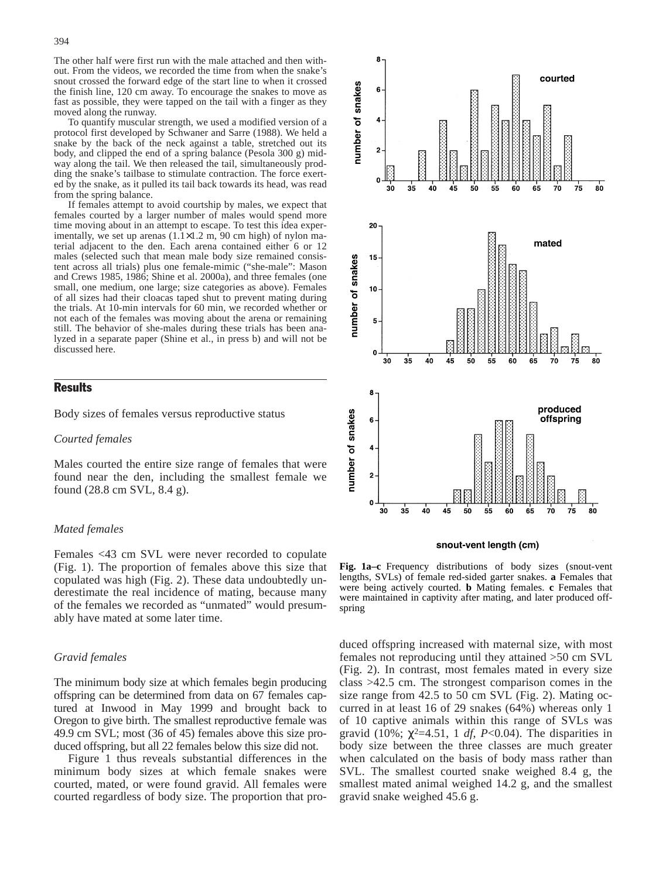The other half were first run with the male attached and then without. From the videos, we recorded the time from when the snake's snout crossed the forward edge of the start line to when it crossed the finish line, 120 cm away. To encourage the snakes to move as fast as possible, they were tapped on the tail with a finger as they moved along the runway.

To quantify muscular strength, we used a modified version of a protocol first developed by Schwaner and Sarre (1988). We held a snake by the back of the neck against a table, stretched out its body, and clipped the end of a spring balance (Pesola 300 g) midway along the tail. We then released the tail, simultaneously prodding the snake's tailbase to stimulate contraction. The force exerted by the snake, as it pulled its tail back towards its head, was read from the spring balance.

If females attempt to avoid courtship by males, we expect that females courted by a larger number of males would spend more time moving about in an attempt to escape. To test this idea experimentally, we set up arenas (1.1×1.2 m, 90 cm high) of nylon material adjacent to the den. Each arena contained either 6 or 12 males (selected such that mean male body size remained consistent across all trials) plus one female-mimic ("she-male": Mason and Crews 1985, 1986; Shine et al. 2000a), and three females (one small, one medium, one large; size categories as above). Females of all sizes had their cloacas taped shut to prevent mating during the trials. At 10-min intervals for 60 min, we recorded whether or not each of the females was moving about the arena or remaining still. The behavior of she-males during these trials has been analyzed in a separate paper (Shine et al., in press b) and will not be discussed here.

## Results

Body sizes of females versus reproductive status

### *Courted females*

Males courted the entire size range of females that were found near the den, including the smallest female we found (28.8 cm SVL, 8.4 g).

### *Mated females*

Females <43 cm SVL were never recorded to copulate (Fig. 1). The proportion of females above this size that copulated was high (Fig. 2). These data undoubtedly underestimate the real incidence of mating, because many of the females we recorded as "unmated" would presumably have mated at some later time.

### *Gravid females*

The minimum body size at which females begin producing offspring can be determined from data on 67 females captured at Inwood in May 1999 and brought back to Oregon to give birth. The smallest reproductive female was 49.9 cm SVL; most (36 of 45) females above this size produced offspring, but all 22 females below this size did not.

Figure 1 thus reveals substantial differences in the minimum body sizes at which female snakes were courted, mated, or were found gravid. All females were courted regardless of body size. The proportion that produced offspring increased with maternal size, with most females not reproducing until they attained >50 cm SVL (Fig. 2). In contrast, most females mated in every size class >42.5 cm. The strongest comparison comes in the size range from 42.5 to 50 cm SVL (Fig. 2). Mating occurred in at least 16 of 29 snakes (64%) whereas only 1 of 10 captive animals within this range of SVLs was gravid (10%; $\chi^2$=4.51, 1 *df*, $P$<0.04). The disparities in body size between the three classes are much greater when calculated on the basis of body mass rather than SVL. The smallest courted snake weighed 8.4 g, the smallest mated animal weighed 14.2 g, and the smallest gravid snake weighed 45.6 g.

**Fig. 1a–c** Frequency distributions of body sizes (snout-vent lengths, SVLs) of female red-sided garter snakes. **a** Females that were being actively courted. **b** Mating females. **c** Females that were maintained in captivity after mating, and later produced offspring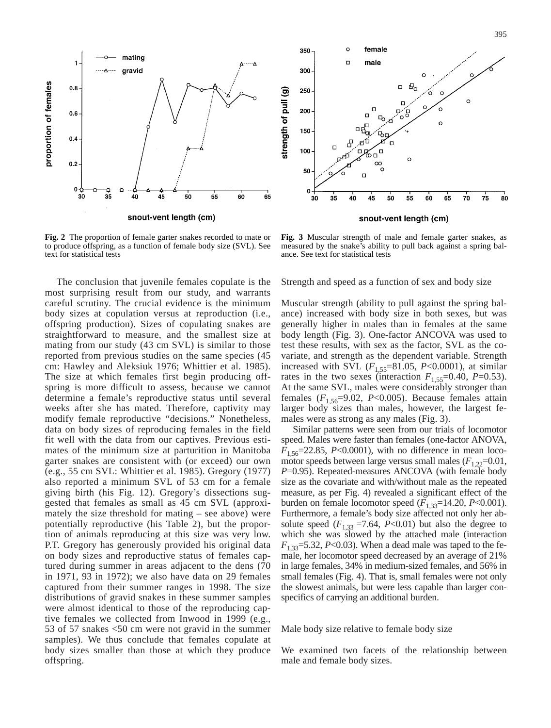**Fig. 2** The proportion of female garter snakes recorded to mate or to produce offspring, as a function of female body size (SVL). See text for statistical tests

**Fig. 3** Muscular strength of male and female garter snakes, as measured by the snake's ability to pull back against a spring balance. See text for statistical tests

The conclusion that juvenile females copulate is the most surprising result from our study, and warrants careful scrutiny. The crucial evidence is the minimum body sizes at copulation versus at reproduction (i.e., offspring production). Sizes of copulating snakes are straightforward to measure, and the smallest size at mating from our study (43 cm SVL) is similar to those reported from previous studies on the same species (45 cm: Hawley and Aleksiuk 1976; Whittier et al. 1985). The size at which females first begin producing offspring is more difficult to assess, because we cannot determine a female's reproductive status until several weeks after she has mated. Therefore, captivity may modify female reproductive "decisions." Nonetheless, data on body sizes of reproducing females in the field fit well with the data from our captives. Previous estimates of the minimum size at parturition in Manitoba garter snakes are consistent with (or exceed) our own (e.g., 55 cm SVL: Whittier et al. 1985). Gregory (1977) also reported a minimum SVL of 53 cm for a female giving birth (his Fig. 12). Gregory's dissections suggested that females as small as 45 cm SVL (approximately the size threshold for mating – see above) were potentially reproductive (his Table 2), but the proportion of animals reproducing at this size was very low. P.T. Gregory has generously provided his original data on body sizes and reproductive status of females captured during summer in areas adjacent to the dens (70 in 1971, 93 in 1972); we also have data on 29 females captured from their summer ranges in 1998. The size distributions of gravid snakes in these summer samples were almost identical to those of the reproducing captive females we collected from Inwood in 1999 (e.g., 53 of 57 snakes <50 cm were not gravid in the summer samples). We thus conclude that females copulate at body sizes smaller than those at which they produce offspring.

## Strength and speed as a function of sex and body size

Muscular strength (ability to pull against the spring balance) increased with body size in both sexes, but was generally higher in males than in females at the same body length (Fig. 3). One-factor ANCOVA was used to test these results, with sex as the factor, SVL as the covariate, and strength as the dependent variable. Strength increased with SVL ($F_{1,55}$=81.05, $P$<0.0001), at similar rates in the two sexes (interaction $F_{1,55}$=0.40, $P$=0.53). At the same SVL, males were considerably stronger than females ($F_{1,56}$=9.02, $P$<0.005). Because females attain larger body sizes than males, however, the largest females were as strong as any males (Fig. 3).

Similar patterns were seen from our trials of locomotor speed. Males were faster than females (one-factor ANOVA, $F_{1,56}$=22.85, $P$<0.0001), with no difference in mean locomotor speeds between large versus small males ($F_{1,22}$=0.01, $P$=0.95). Repeated-measures ANCOVA (with female body size as the covariate and with/without male as the repeated measure, as per Fig. 4) revealed a significant effect of the burden on female locomotor speed ($F_{1,33}$=14.20, $P$<0.001). Furthermore, a female's body size affected not only her absolute speed ($F_{1,33}$ =7.64, $P$<0.01) but also the degree to which she was slowed by the attached male (interaction $F_{1,33}$=5.32, $P$<0.03). When a dead male was taped to the female, her locomotor speed decreased by an average of 21% in large females, 34% in medium-sized females, and 56% in small females (Fig. 4). That is, small females were not only the slowest animals, but were less capable than larger conspecifics of carrying an additional burden.

## Male body size relative to female body size

We examined two facets of the relationship between male and female body sizes.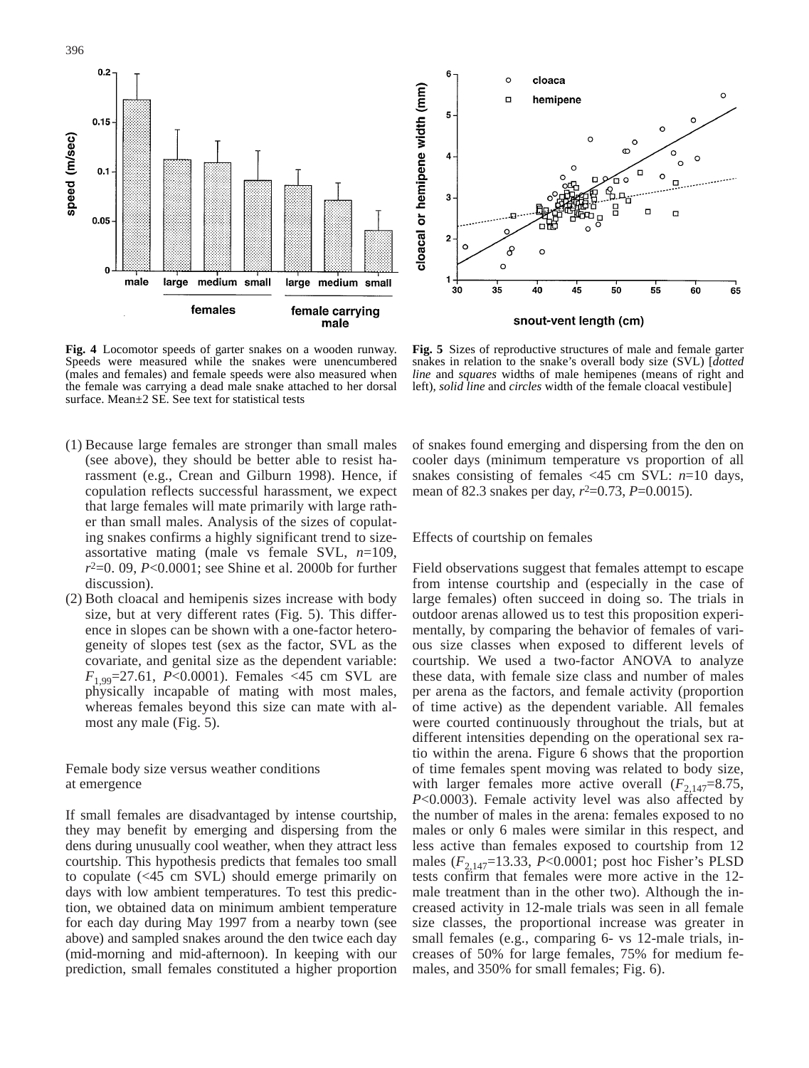**Fig. 4** Locomotor speeds of garter snakes on a wooden runway. Speeds were measured while the snakes were unencumbered (males and females) and female speeds were also measured when the female was carrying a dead male snake attached to her dorsal surface. Mean±2 SE. See text for statistical tests

**Fig. 5** Sizes of reproductive structures of male and female garter snakes in relation to the snake's overall body size (SVL) [*dotted line* and *squares* widths of male hemipenes (means of right and left), *solid line* and *circles* width of the female cloacal vestibule]

(1) Because large females are stronger than small males (see above), they should be better able to resist harassment (e.g., Crean and Gilburn 1998). Hence, if copulation reflects successful harassment, we expect that large females will mate primarily with large rather than small males. Analysis of the sizes of copulating snakes confirms a highly significant trend to size-assortative mating (male vs female SVL, *n*=109, $r^2$=0. 09, *P*<0.0001; see Shine et al. 2000b for further discussion).

(2) Both cloacal and hemipenis sizes increase with body size, but at very different rates (Fig. 5). This difference in slopes can be shown with a one-factor heterogeneity of slopes test (sex as the factor, SVL as the covariate, and genital size as the dependent variable: $F_{1,99}$=27.61, *P*<0.0001). Females <45 cm SVL are physically incapable of mating with most males, whereas females beyond this size can mate with almost any male (Fig. 5).

## Female body size versus weather conditions at emergence

If small females are disadvantaged by intense courtship, they may benefit by emerging and dispersing from the dens during unusually cool weather, when they attract less courtship. This hypothesis predicts that females too small to copulate (<45 cm SVL) should emerge primarily on days with low ambient temperatures. To test this prediction, we obtained data on minimum ambient temperature for each day during May 1997 from a nearby town (see above) and sampled snakes around the den twice each day (mid-morning and mid-afternoon). In keeping with our prediction, small females constituted a higher proportion of snakes found emerging and dispersing from the den on cooler days (minimum temperature vs proportion of all snakes consisting of females <45 cm SVL: *n*=10 days, mean of 82.3 snakes per day, $r^2$=0.73, *P*=0.0015).

## Effects of courtship on females

Field observations suggest that females attempt to escape from intense courtship and (especially in the case of large females) often succeed in doing so. The trials in outdoor arenas allowed us to test this proposition experimentally, by comparing the behavior of females of various size classes when exposed to different levels of courtship. We used a two-factor ANOVA to analyze these data, with female size class and number of males per arena as the factors, and female activity (proportion of time active) as the dependent variable. All females were courted continuously throughout the trials, but at different intensities depending on the operational sex ratio within the arena. Figure 6 shows that the proportion of time females spent moving was related to body size, with larger females more active overall ($F_{2,147}$=8.75, *P*<0.0003). Female activity level was also affected by the number of males in the arena: females exposed to no males or only 6 males were similar in this respect, and less active than females exposed to courtship from 12 males ($F_{2,147}$=13.33, *P*<0.0001; post hoc Fisher's PLSD tests confirm that females were more active in the 12-male treatment than in the other two). Although the increased activity in 12-male trials was seen in all female size classes, the proportional increase was greater in small females (e.g., comparing 6- vs 12-male trials, increases of 50% for large females, 75% for medium females, and 350% for small females; Fig. 6).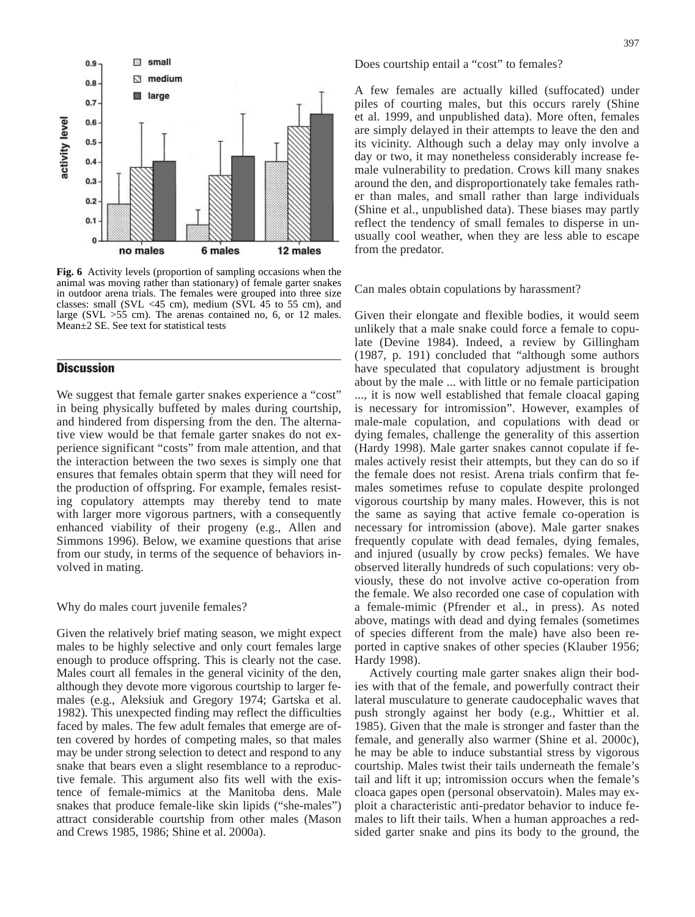0.9
0.8
0.7
0.6
0.5
0.4
0.3
0.2
0.1
0

activity level

small
medium
large

no males
6 males
12 males

**Fig. 6** Activity levels (proportion of sampling occasions when the animal was moving rather than stationary) of female garter snakes in outdoor arena trials. The females were grouped into three size classes: small (SVL <45 cm), medium (SVL 45 to 55 cm), and large (SVL >55 cm). The arenas contained no, 6, or 12 males. Mean±2 SE. See text for statistical tests

## Discussion

We suggest that female garter snakes experience a "cost" in being physically buffeted by males during courtship, and hindered from dispersing from the den. The alternative view would be that female garter snakes do not experience significant "costs" from male attention, and that the interaction between the two sexes is simply one that ensures that females obtain sperm that they will need for the production of offspring. For example, females resisting copulatory attempts may thereby tend to mate with larger more vigorous partners, with a consequently enhanced viability of their progeny (e.g., Allen and Simmons 1996). Below, we examine questions that arise from our study, in terms of the sequence of behaviors involved in mating.

### Why do males court juvenile females?

Given the relatively brief mating season, we might expect males to be highly selective and only court females large enough to produce offspring. This is clearly not the case. Males court all females in the general vicinity of the den, although they devote more vigorous courtship to larger females (e.g., Aleksiuk and Gregory 1974; Gartska et al. 1982). This unexpected finding may reflect the difficulties faced by males. The few adult females that emerge are often covered by hordes of competing males, so that males may be under strong selection to detect and respond to any snake that bears even a slight resemblance to a reproductive female. This argument also fits well with the existence of female-mimics at the Manitoba dens. Male snakes that produce female-like skin lipids ("she-males") attract considerable courtship from other males (Mason and Crews 1985, 1986; Shine et al. 2000a).

### Does courtship entail a "cost" to females?

A few females are actually killed (suffocated) under piles of courting males, but this occurs rarely (Shine et al. 1999, and unpublished data). More often, females are simply delayed in their attempts to leave the den and its vicinity. Although such a delay may only involve a day or two, it may nonetheless considerably increase female vulnerability to predation. Crows kill many snakes around the den, and disproportionately take females rather than males, and small rather than large individuals (Shine et al., unpublished data). These biases may partly reflect the tendency of small females to disperse in unusually cool weather, when they are less able to escape from the predator.

### Can males obtain copulations by harassment?

Given their elongate and flexible bodies, it would seem unlikely that a male snake could force a female to copulate (Devine 1984). Indeed, a review by Gillingham (1987, p. 191) concluded that "although some authors have speculated that copulatory adjustment is brought about by the male ... with little or no female participation ..., it is now well established that female cloacal gaping is necessary for intromission". However, examples of male-male copulation, and copulations with dead or dying females, challenge the generality of this assertion (Hardy 1998). Male garter snakes cannot copulate if females actively resist their attempts, but they can do so if the female does not resist. Arena trials confirm that females sometimes refuse to copulate despite prolonged vigorous courtship by many males. However, this is not the same as saying that active female co-operation is necessary for intromission (above). Male garter snakes frequently copulate with dead females, dying females, and injured (usually by crow pecks) females. We have observed literally hundreds of such copulations: very obviously, these do not involve active co-operation from the female. We also recorded one case of copulation with a female-mimic (Pfrender et al., in press). As noted above, matings with dead and dying females (sometimes of species different from the male) have also been reported in captive snakes of other species (Klauber 1956; Hardy 1998).

Actively courting male garter snakes align their bodies with that of the female, and powerfully contract their lateral musculature to generate caudocephalic waves that push strongly against her body (e.g., Whittier et al. 1985). Given that the male is stronger and faster than the female, and generally also warmer (Shine et al. 2000c), he may be able to induce substantial stress by vigorous courtship. Males twist their tails underneath the female's tail and lift it up; intromission occurs when the female's cloaca gapes open (personal observatoin). Males may exploit a characteristic anti-predator behavior to induce females to lift their tails. When a human approaches a red-sided garter snake and pins its body to the ground, the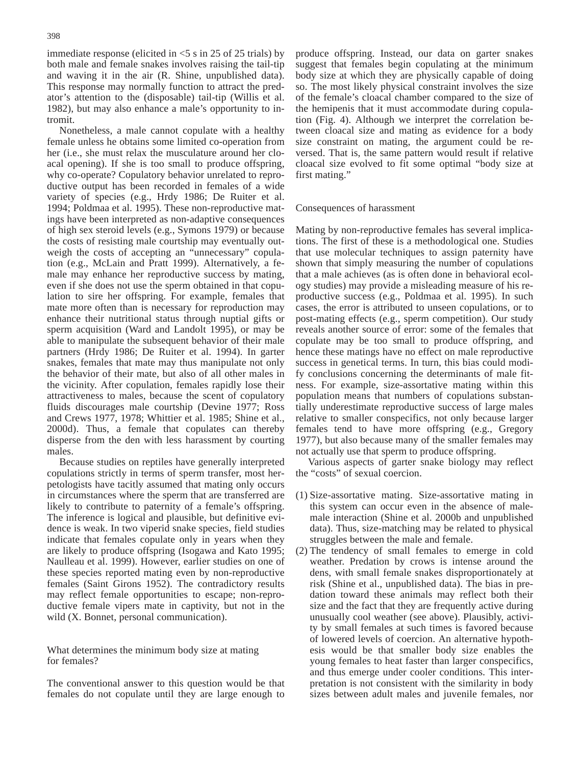immediate response (elicited in <5 s in 25 of 25 trials) by both male and female snakes involves raising the tail-tip and waving it in the air (R. Shine, unpublished data). This response may normally function to attract the predator's attention to the (disposable) tail-tip (Willis et al. 1982), but may also enhance a male's opportunity to intromit.

Nonetheless, a male cannot copulate with a healthy female unless he obtains some limited co-operation from her (i.e., she must relax the musculature around her cloacal opening). If she is too small to produce offspring, why co-operate? Copulatory behavior unrelated to reproductive output has been recorded in females of a wide variety of species (e.g., Hrdy 1986; De Ruiter et al. 1994; Poldmaa et al. 1995). These non-reproductive matings have been interpreted as non-adaptive consequences of high sex steroid levels (e.g., Symons 1979) or because the costs of resisting male courtship may eventually outweigh the costs of accepting an "unnecessary" copulation (e.g., McLain and Pratt 1999). Alternatively, a female may enhance her reproductive success by mating, even if she does not use the sperm obtained in that copulation to sire her offspring. For example, females that mate more often than is necessary for reproduction may enhance their nutritional status through nuptial gifts or sperm acquisition (Ward and Landolt 1995), or may be able to manipulate the subsequent behavior of their male partners (Hrdy 1986; De Ruiter et al. 1994). In garter snakes, females that mate may thus manipulate not only the behavior of their mate, but also of all other males in the vicinity. After copulation, females rapidly lose their attractiveness to males, because the scent of copulatory fluids discourages male courtship (Devine 1977; Ross and Crews 1977, 1978; Whittier et al. 1985; Shine et al., 2000d). Thus, a female that copulates can thereby disperse from the den with less harassment by courting males.

Because studies on reptiles have generally interpreted copulations strictly in terms of sperm transfer, most herpetologists have tacitly assumed that mating only occurs in circumstances where the sperm that are transferred are likely to contribute to paternity of a female's offspring. The inference is logical and plausible, but definitive evidence is weak. In two viperid snake species, field studies indicate that females copulate only in years when they are likely to produce offspring (Isogawa and Kato 1995; Naulleau et al. 1999). However, earlier studies on one of these species reported mating even by non-reproductive females (Saint Girons 1952). The contradictory results may reflect female opportunities to escape; non-reproductive female vipers mate in captivity, but not in the wild (X. Bonnet, personal communication).

### What determines the minimum body size at mating for females?

The conventional answer to this question would be that females do not copulate until they are large enough to produce offspring. Instead, our data on garter snakes suggest that females begin copulating at the minimum body size at which they are physically capable of doing so. The most likely physical constraint involves the size of the female's cloacal chamber compared to the size of the hemipenis that it must accommodate during copulation (Fig. 4). Although we interpret the correlation between cloacal size and mating as evidence for a body size constraint on mating, the argument could be reversed. That is, the same pattern would result if relative cloacal size evolved to fit some optimal "body size at first mating."

### Consequences of harassment

Mating by non-reproductive females has several implications. The first of these is a methodological one. Studies that use molecular techniques to assign paternity have shown that simply measuring the number of copulations that a male achieves (as is often done in behavioral ecology studies) may provide a misleading measure of his reproductive success (e.g., Poldmaa et al. 1995). In such cases, the error is attributed to unseen copulations, or to post-mating effects (e.g., sperm competition). Our study reveals another source of error: some of the females that copulate may be too small to produce offspring, and hence these matings have no effect on male reproductive success in genetical terms. In turn, this bias could modify conclusions concerning the determinants of male fitness. For example, size-assortative mating within this population means that numbers of copulations substantially underestimate reproductive success of large males relative to smaller conspecifics, not only because larger females tend to have more offspring (e.g., Gregory 1977), but also because many of the smaller females may not actually use that sperm to produce offspring.

Various aspects of garter snake biology may reflect the "costs" of sexual coercion.

(1) Size-assortative mating. Size-assortative mating in this system can occur even in the absence of male-male interaction (Shine et al. 2000b and unpublished data). Thus, size-matching may be related to physical struggles between the male and female.

(2) The tendency of small females to emerge in cold weather. Predation by crows is intense around the dens, with small female snakes disproportionately at risk (Shine et al., unpublished data). The bias in predation toward these animals may reflect both their size and the fact that they are frequently active during unusually cool weather (see above). Plausibly, activity by small females at such times is favored because of lowered levels of coercion. An alternative hypothesis would be that smaller body size enables the young females to heat faster than larger conspecifics, and thus emerge under cooler conditions. This interpretation is not consistent with the similarity in body sizes between adult males and juvenile females, nor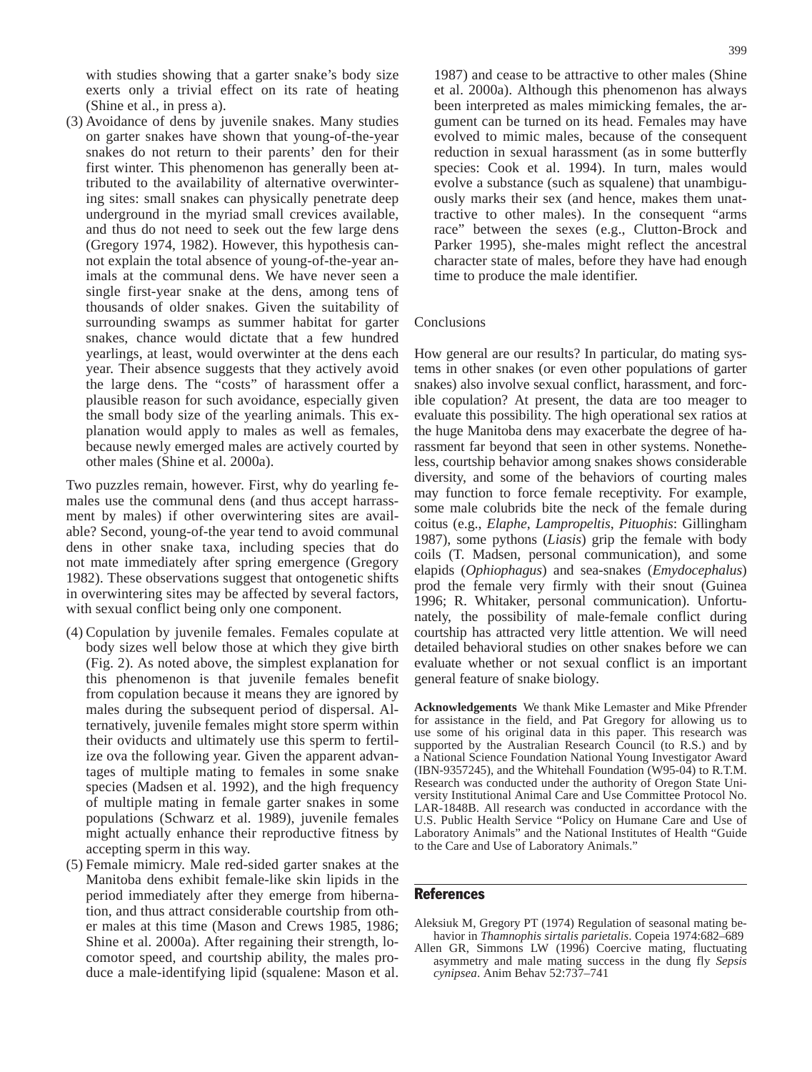with studies showing that a garter snake's body size exerts only a trivial effect on its rate of heating (Shine et al., in press a).

(3) Avoidance of dens by juvenile snakes. Many studies on garter snakes have shown that young-of-the-year snakes do not return to their parents' den for their first winter. This phenomenon has generally been attributed to the availability of alternative overwintering sites: small snakes can physically penetrate deep underground in the myriad small crevices available, and thus do not need to seek out the few large dens (Gregory 1974, 1982). However, this hypothesis cannot explain the total absence of young-of-the-year animals at the communal dens. We have never seen a single first-year snake at the dens, among tens of thousands of older snakes. Given the suitability of surrounding swamps as summer habitat for garter snakes, chance would dictate that a few hundred yearlings, at least, would overwinter at the dens each year. Their absence suggests that they actively avoid the large dens. The "costs" of harassment offer a plausible reason for such avoidance, especially given the small body size of the yearling animals. This explanation would apply to males as well as females, because newly emerged males are actively courted by other males (Shine et al. 2000a).

Two puzzles remain, however. First, why do yearling females use the communal dens (and thus accept harrassment by males) if other overwintering sites are available? Second, young-of-the year tend to avoid communal dens in other snake taxa, including species that do not mate immediately after spring emergence (Gregory 1982). These observations suggest that ontogenetic shifts in overwintering sites may be affected by several factors, with sexual conflict being only one component.

(4) Copulation by juvenile females. Females copulate at body sizes well below those at which they give birth (Fig. 2). As noted above, the simplest explanation for this phenomenon is that juvenile females benefit from copulation because it means they are ignored by males during the subsequent period of dispersal. Alternatively, juvenile females might store sperm within their oviducts and ultimately use this sperm to fertilize ova the following year. Given the apparent advantages of multiple mating to females in some snake species (Madsen et al. 1992), and the high frequency of multiple mating in female garter snakes in some populations (Schwarz et al. 1989), juvenile females might actually enhance their reproductive fitness by accepting sperm in this way.

(5) Female mimicry. Male red-sided garter snakes at the Manitoba dens exhibit female-like skin lipids in the period immediately after they emerge from hibernation, and thus attract considerable courtship from other males at this time (Mason and Crews 1985, 1986; Shine et al. 2000a). After regaining their strength, locomotor speed, and courtship ability, the males produce a male-identifying lipid (squalene: Mason et al. 1987) and cease to be attractive to other males (Shine et al. 2000a). Although this phenomenon has always been interpreted as males mimicking females, the argument can be turned on its head. Females may have evolved to mimic males, because of the consequent reduction in sexual harassment (as in some butterfly species: Cook et al. 1994). In turn, males would evolve a substance (such as squalene) that unambiguously marks their sex (and hence, makes them unattractive to other males). In the consequent "arms race" between the sexes (e.g., Clutton-Brock and Parker 1995), she-males might reflect the ancestral character state of males, before they have had enough time to produce the male identifier.

## Conclusions

How general are our results? In particular, do mating systems in other snakes (or even other populations of garter snakes) also involve sexual conflict, harassment, and forcible copulation? At present, the data are too meager to evaluate this possibility. The high operational sex ratios at the huge Manitoba dens may exacerbate the degree of harassment far beyond that seen in other systems. Nonetheless, courtship behavior among snakes shows considerable diversity, and some of the behaviors of courting males may function to force female receptivity. For example, some male colubrids bite the neck of the female during coitus (e.g., *Elaphe*, *Lampropeltis*, *Pituophis*: Gillingham 1987), some pythons (*Liasis*) grip the female with body coils (T. Madsen, personal communication), and some elapids (*Ophiophagus*) and sea-snakes (*Emydocephalus*) prod the female very firmly with their snout (Guinea 1996; R. Whitaker, personal communication). Unfortunately, the possibility of male-female conflict during courtship has attracted very little attention. We will need detailed behavioral studies on other snakes before we can evaluate whether or not sexual conflict is an important general feature of snake biology.

**Acknowledgements** We thank Mike Lemaster and Mike Pfrender for assistance in the field, and Pat Gregory for allowing us to use some of his original data in this paper. This research was supported by the Australian Research Council (to R.S.) and by a National Science Foundation National Young Investigator Award (IBN-9357245), and the Whitehall Foundation (W95-04) to R.T.M. Research was conducted under the authority of Oregon State University Institutional Animal Care and Use Committee Protocol No. LAR-1848B. All research was conducted in accordance with the U.S. Public Health Service "Policy on Humane Care and Use of Laboratory Animals" and the National Institutes of Health "Guide to the Care and Use of Laboratory Animals."

## References

Aleksiuk M, Gregory PT (1974) Regulation of seasonal mating behavior in *Thamnophis sirtalis parietalis*. Copeia 1974:682–689

Allen GR, Simmons LW (1996) Coercive mating, fluctuating asymmetry and male mating success in the dung fly *Sepsis cynipsea*. Anim Behav 52:737–741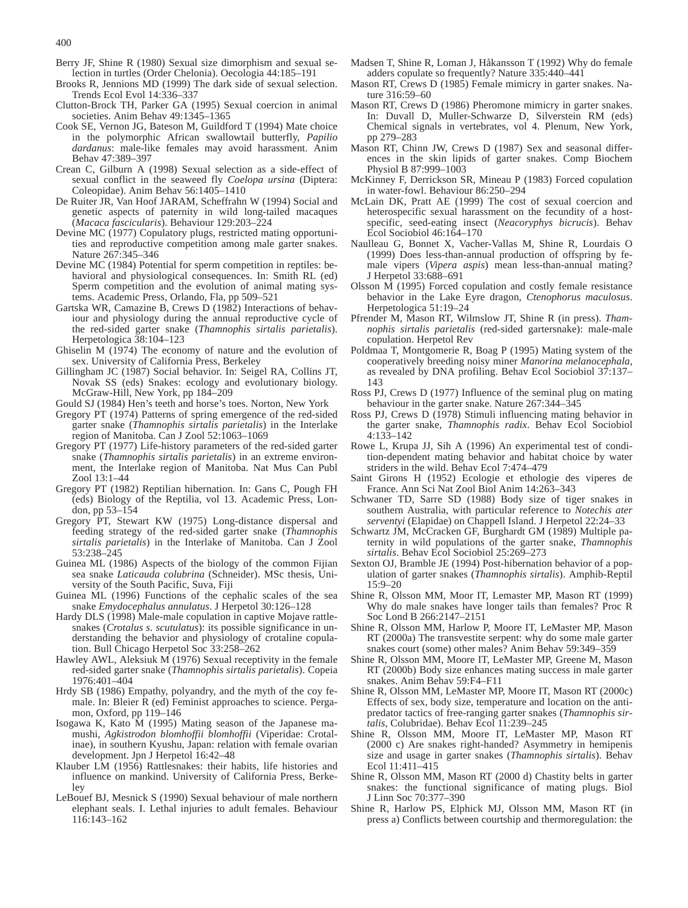Berry JF, Shine R (1980) Sexual size dimorphism and sexual selection in turtles (Order Chelonia). Oecologia 44:185–191

Brooks R, Jennions MD (1999) The dark side of sexual selection. Trends Ecol Evol 14:336–337

Clutton-Brock TH, Parker GA (1995) Sexual coercion in animal societies. Anim Behav 49:1345–1365

Cook SE, Vernon JG, Bateson M, Guildford T (1994) Mate choice in the polymorphic African swallowtail butterfly, *Papilio dardanus*: male-like females may avoid harassment. Anim Behav 47:389–397

Crean C, Gilburn A (1998) Sexual selection as a side-effect of sexual conflict in the seaweed fly *Coelopa ursina* (Diptera: Coleopidae). Anim Behav 56:1405–1410

De Ruiter JR, Van Hoof JARAM, Scheffrahn W (1994) Social and genetic aspects of paternity in wild long-tailed macaques (*Macaca fascicularis*). Behaviour 129:203–224

Devine MC (1977) Copulatory plugs, restricted mating opportunities and reproductive competition among male garter snakes. Nature 267:345–346

Devine MC (1984) Potential for sperm competition in reptiles: behavioral and physiological consequences. In: Smith RL (ed) Sperm competition and the evolution of animal mating systems. Academic Press, Orlando, Fla, pp 509–521

Gartska WR, Camazine B, Crews D (1982) Interactions of behaviour and physiology during the annual reproductive cycle of the red-sided garter snake (*Thamnophis sirtalis parietalis*). Herpetologica 38:104–123

Ghiselin M (1974) The economy of nature and the evolution of sex. University of California Press, Berkeley

Gillingham JC (1987) Social behavior. In: Seigel RA, Collins JT, Novak SS (eds) Snakes: ecology and evolutionary biology. McGraw-Hill, New York, pp 184–209

Gould SJ (1984) Hen's teeth and horse's toes. Norton, New York

Gregory PT (1974) Patterns of spring emergence of the red-sided garter snake (*Thamnophis sirtalis parietalis*) in the Interlake region of Manitoba. Can J Zool 52:1063–1069

Gregory PT (1977) Life-history parameters of the red-sided garter snake (*Thamnophis sirtalis parietalis*) in an extreme environment, the Interlake region of Manitoba. Nat Mus Can Publ Zool 13:1–44

Gregory PT (1982) Reptilian hibernation. In: Gans C, Pough FH (eds) Biology of the Reptilia, vol 13. Academic Press, London, pp 53–154

Gregory PT, Stewart KW (1975) Long-distance dispersal and feeding strategy of the red-sided garter snake (*Thamnophis sirtalis parietalis*) in the Interlake of Manitoba. Can J Zool 53:238–245

Guinea ML (1986) Aspects of the biology of the common Fijian sea snake *Laticauda colubrina* (Schneider). MSc thesis, University of the South Pacific, Suva, Fiji

Guinea ML (1996) Functions of the cephalic scales of the sea snake *Emydocephalus annulatus*. J Herpetol 30:126–128

Hardy DLS (1998) Male-male copulation in captive Mojave rattlesnakes (*Crotalus s. scutulatus*): its possible significance in understanding the behavior and physiology of crotaline copulation. Bull Chicago Herpetol Soc 33:258–262

Hawley AWL, Aleksiuk M (1976) Sexual receptivity in the female red-sided garter snake (*Thamnophis sirtalis parietalis*). Copeia 1976:401–404

Hrdy SB (1986) Empathy, polyandry, and the myth of the coy female. In: Bleier R (ed) Feminist approaches to science. Pergamon, Oxford, pp 119–146

Isogawa K, Kato M (1995) Mating season of the Japanese mamushi, *Agkistrodon blomhoffii blomhoffii* (Viperidae: Crotalinae), in southern Kyushu, Japan: relation with female ovarian development. Jpn J Herpetol 16:42–48

Klauber LM (1956) Rattlesnakes: their habits, life histories and influence on mankind. University of California Press, Berkeley

LeBouef BJ, Mesnick S (1990) Sexual behaviour of male northern elephant seals. I. Lethal injuries to adult females. Behaviour 116:143–162

Madsen T, Shine R, Loman J, Håkansson T (1992) Why do female adders copulate so frequently? Nature 335:440–441

Mason RT, Crews D (1985) Female mimicry in garter snakes. Nature 316:59–60

Mason RT, Crews D (1986) Pheromone mimicry in garter snakes. In: Duvall D, Muller-Schwarze D, Silverstein RM (eds) Chemical signals in vertebrates, vol 4. Plenum, New York, pp 279–283

Mason RT, Chinn JW, Crews D (1987) Sex and seasonal differences in the skin lipids of garter snakes. Comp Biochem Physiol B 87:999–1003

McKinney F, Derrickson SR, Mineau P (1983) Forced copulation in water-fowl. Behaviour 86:250–294

McLain DK, Pratt AE (1999) The cost of sexual coercion and heterospecific sexual harassment on the fecundity of a host-specific, seed-eating insect (*Neacoryphys bicrucis*). Behav Ecol Sociobiol 46:164–170

Naulleau G, Bonnet X, Vacher-Vallas M, Shine R, Lourdais O (1999) Does less-than-annual production of offspring by female vipers (*Vipera aspis*) mean less-than-annual mating? J Herpetol 33:688–691

Olsson M (1995) Forced copulation and costly female resistance behavior in the Lake Eyre dragon, *Ctenophorus maculosus*. Herpetologica 51:19–24

Pfrender M, Mason RT, Wilmslow JT, Shine R (in press). *Thamnophis sirtalis parietalis* (red-sided gartersnake): male-male copulation. Herpetol Rev

Poldmaa T, Montgomerie R, Boag P (1995) Mating system of the cooperatively breeding noisy miner *Manorina melanocephala*, as revealed by DNA profiling. Behav Ecol Sociobiol 37:137–143

Ross PJ, Crews D (1977) Influence of the seminal plug on mating behaviour in the garter snake. Nature 267:344–345

Ross PJ, Crews D (1978) Stimuli influencing mating behavior in the garter snake, *Thamnophis radix*. Behav Ecol Sociobiol 4:133–142

Rowe L, Krupa JJ, Sih A (1996) An experimental test of condition-dependent mating behavior and habitat choice by water striders in the wild. Behav Ecol 7:474–479

Saint Girons H (1952) Ecologie et ethologie des viperes de France. Ann Sci Nat Zool Biol Anim 14:263–343

Schwaner TD, Sarre SD (1988) Body size of tiger snakes in southern Australia, with particular reference to *Notechis ater serventyi* (Elapidae) on Chappell Island. J Herpetol 22:24–33

Schwartz JM, McCracken GF, Burghardt GM (1989) Multiple paternity in wild populations of the garter snake, *Thamnophis sirtalis*. Behav Ecol Sociobiol 25:269–273

Sexton OJ, Bramble JE (1994) Post-hibernation behavior of a population of garter snakes (*Thamnophis sirtalis*). Amphib-Reptil 15:9–20

Shine R, Olsson MM, Moor IT, Lemaster MP, Mason RT (1999) Why do male snakes have longer tails than females? Proc R Soc Lond B 266:2147–2151

Shine R, Olsson MM, Harlow P, Moore IT, LeMaster MP, Mason RT (2000a) The transvestite serpent: why do some male garter snakes court (some) other males? Anim Behav 59:349–359

Shine R, Olsson MM, Moore IT, LeMaster MP, Greene M, Mason RT (2000b) Body size enhances mating success in male garter snakes. Anim Behav 59:F4–F11

Shine R, Olsson MM, LeMaster MP, Moore IT, Mason RT (2000c) Effects of sex, body size, temperature and location on the antipredator tactics of free-ranging garter snakes (*Thamnophis sirtalis*, Colubridae). Behav Ecol 11:239–245

Shine R, Olsson MM, Moore IT, LeMaster MP, Mason RT (2000 c) Are snakes right-handed? Asymmetry in hemipenis size and usage in garter snakes (*Thamnophis sirtalis*). Behav Ecol 11:411–415

Shine R, Olsson MM, Mason RT (2000 d) Chastity belts in garter snakes: the functional significance of mating plugs. Biol J Linn Soc 70:377–390

Shine R, Harlow PS, Elphick MJ, Olsson MM, Mason RT (in press a) Conflicts between courtship and thermoregulation: the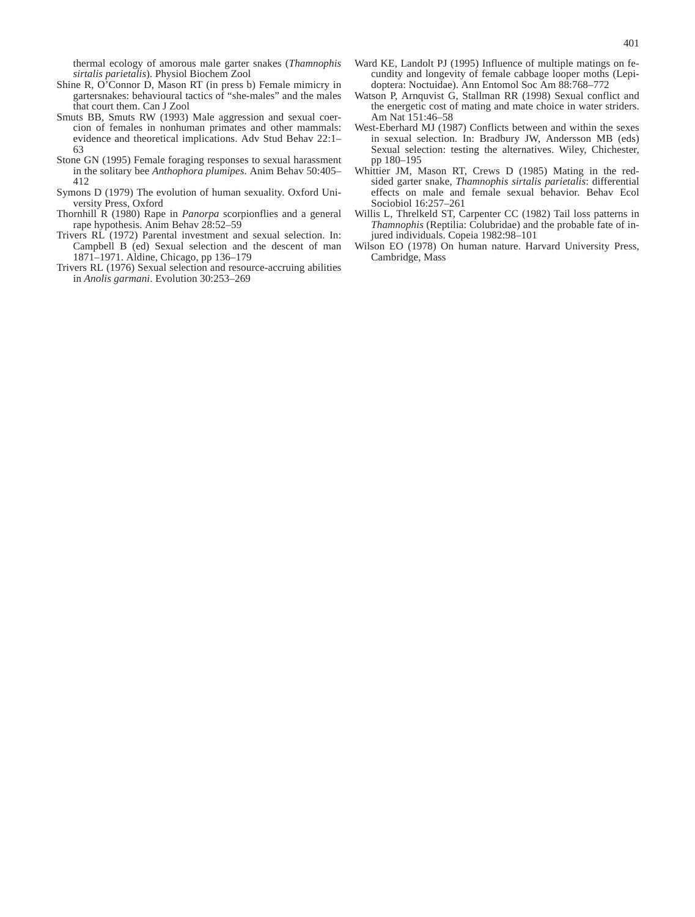thermal ecology of amorous male garter snakes (*Thamnophis sirtalis parietalis*). Physiol Biochem Zool

Shine R, O'Connor D, Mason RT (in press b) Female mimicry in gartersnakes: behavioural tactics of "she-males" and the males that court them. Can J Zool

Smuts BB, Smuts RW (1993) Male aggression and sexual coercion of females in nonhuman primates and other mammals: evidence and theoretical implications. Adv Stud Behav 22:1–63

Stone GN (1995) Female foraging responses to sexual harassment in the solitary bee *Anthophora plumipes*. Anim Behav 50:405–412

Symons D (1979) The evolution of human sexuality. Oxford University Press, Oxford

Thornhill R (1980) Rape in *Panorpa* scorpionflies and a general rape hypothesis. Anim Behav 28:52–59

Trivers RL (1972) Parental investment and sexual selection. In: Campbell B (ed) Sexual selection and the descent of man 1871–1971. Aldine, Chicago, pp 136–179

Trivers RL (1976) Sexual selection and resource-accruing abilities in *Anolis garmani*. Evolution 30:253–269

Ward KE, Landolt PJ (1995) Influence of multiple matings on fecundity and longevity of female cabbage looper moths (Lepidoptera: Noctuidae). Ann Entomol Soc Am 88:768–772

Watson P, Arnquvist G, Stallman RR (1998) Sexual conflict and the energetic cost of mating and mate choice in water striders. Am Nat 151:46–58

West-Eberhard MJ (1987) Conflicts between and within the sexes in sexual selection. In: Bradbury JW, Andersson MB (eds) Sexual selection: testing the alternatives. Wiley, Chichester, pp 180–195

Whittier JM, Mason RT, Crews D (1985) Mating in the red-sided garter snake, *Thamnophis sirtalis parietalis*: differential effects on male and female sexual behavior. Behav Ecol Sociobiol 16:257–261

Willis L, Threlkeld ST, Carpenter CC (1982) Tail loss patterns in *Thamnophis* (Reptilia: Colubridae) and the probable fate of injured individuals. Copeia 1982:98–101

Wilson EO (1978) On human nature. Harvard University Press, Cambridge, Mass